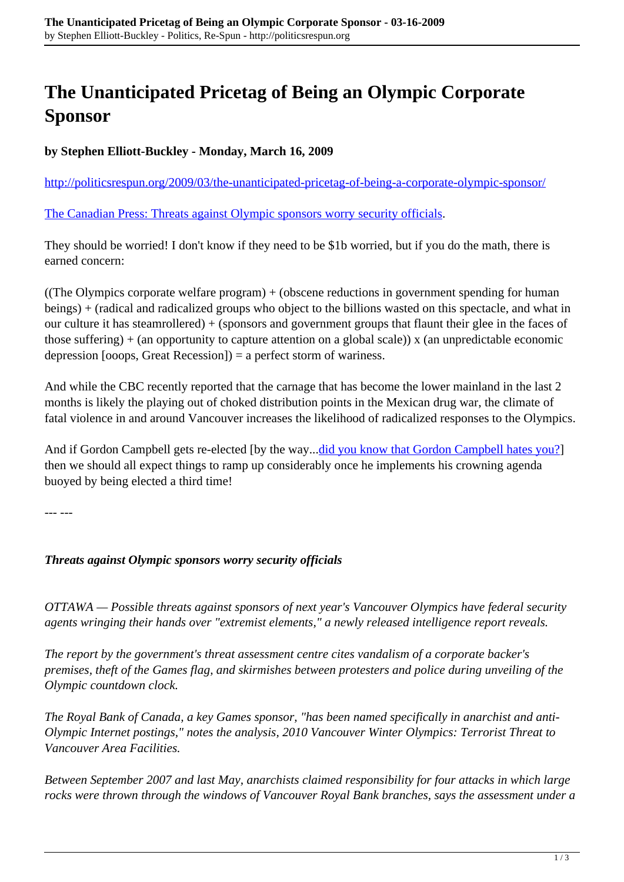# The Unanticipated Pricetag of Being an Olympic Corporate Sponsor

**by Stephen Elliott-Buckley - Monday, March 16, 2009**

http://politicsrespun.org/2009/03/the-unanticipated-pricetag-of-being-a-corporate-olympic-sponsor/

The Canadian Press: Threats against Olympic sponsors worry security officials.

They should be worried! I don't know if they need to be $1b worried, but if you do the math, there is earned concern:

((The Olympics corporate welfare program) + (obscene reductions in government spending for human beings) + (radical and radicalized groups who object to the billions wasted on this spectacle, and what in our culture it has steamrollered) + (sponsors and government groups that flaunt their glee in the faces of those suffering) + (an opportunity to capture attention on a global scale)) x (an unpredictable economic depression [ooops, Great Recession]) = a perfect storm of wariness.

And while the CBC recently reported that the carnage that has become the lower mainland in the last 2 months is likely the playing out of choked distribution points in the Mexican drug war, the climate of fatal violence in and around Vancouver increases the likelihood of radicalized responses to the Olympics.

And if Gordon Campbell gets re-elected [by the way...did you know that Gordon Campbell hates you?] then we should all expect things to ramp up considerably once he implements his crowning agenda buoyed by being elected a third time!

--- ---

***Threats against Olympic sponsors worry security officials***

*OTTAWA — Possible threats against sponsors of next year's Vancouver Olympics have federal security agents wringing their hands over "extremist elements," a newly released intelligence report reveals.*

*The report by the government's threat assessment centre cites vandalism of a corporate backer's premises, theft of the Games flag, and skirmishes between protesters and police during unveiling of the Olympic countdown clock.*

*The Royal Bank of Canada, a key Games sponsor, "has been named specifically in anarchist and anti-Olympic Internet postings," notes the analysis, 2010 Vancouver Winter Olympics: Terrorist Threat to Vancouver Area Facilities.*

*Between September 2007 and last May, anarchists claimed responsibility for four attacks in which large rocks were thrown through the windows of Vancouver Royal Bank branches, says the assessment under a*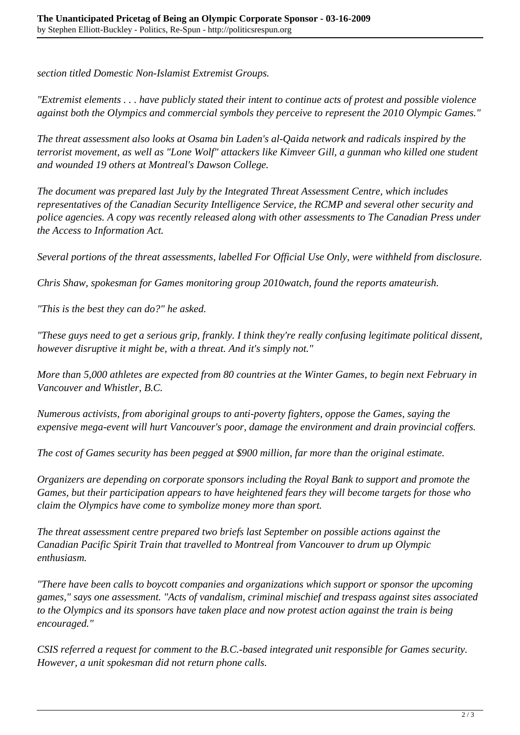*section titled Domestic Non-Islamist Extremist Groups.*

*"Extremist elements . . . have publicly stated their intent to continue acts of protest and possible violence against both the Olympics and commercial symbols they perceive to represent the 2010 Olympic Games."*

*The threat assessment also looks at Osama bin Laden's al-Qaida network and radicals inspired by the terrorist movement, as well as "Lone Wolf" attackers like Kimveer Gill, a gunman who killed one student and wounded 19 others at Montreal's Dawson College.*

*The document was prepared last July by the Integrated Threat Assessment Centre, which includes representatives of the Canadian Security Intelligence Service, the RCMP and several other security and police agencies. A copy was recently released along with other assessments to The Canadian Press under the Access to Information Act.*

*Several portions of the threat assessments, labelled For Official Use Only, were withheld from disclosure.*

*Chris Shaw, spokesman for Games monitoring group 2010watch, found the reports amateurish.*

*"This is the best they can do?" he asked.*

*"These guys need to get a serious grip, frankly. I think they're really confusing legitimate political dissent, however disruptive it might be, with a threat. And it's simply not."*

*More than 5,000 athletes are expected from 80 countries at the Winter Games, to begin next February in Vancouver and Whistler, B.C.*

*Numerous activists, from aboriginal groups to anti-poverty fighters, oppose the Games, saying the expensive mega-event will hurt Vancouver's poor, damage the environment and drain provincial coffers.*

*The cost of Games security has been pegged at $900 million, far more than the original estimate.*

*Organizers are depending on corporate sponsors including the Royal Bank to support and promote the Games, but their participation appears to have heightened fears they will become targets for those who claim the Olympics have come to symbolize money more than sport.*

*The threat assessment centre prepared two briefs last September on possible actions against the Canadian Pacific Spirit Train that travelled to Montreal from Vancouver to drum up Olympic enthusiasm.*

*"There have been calls to boycott companies and organizations which support or sponsor the upcoming games," says one assessment. "Acts of vandalism, criminal mischief and trespass against sites associated to the Olympics and its sponsors have taken place and now protest action against the train is being encouraged."*

*CSIS referred a request for comment to the B.C.-based integrated unit responsible for Games security. However, a unit spokesman did not return phone calls.*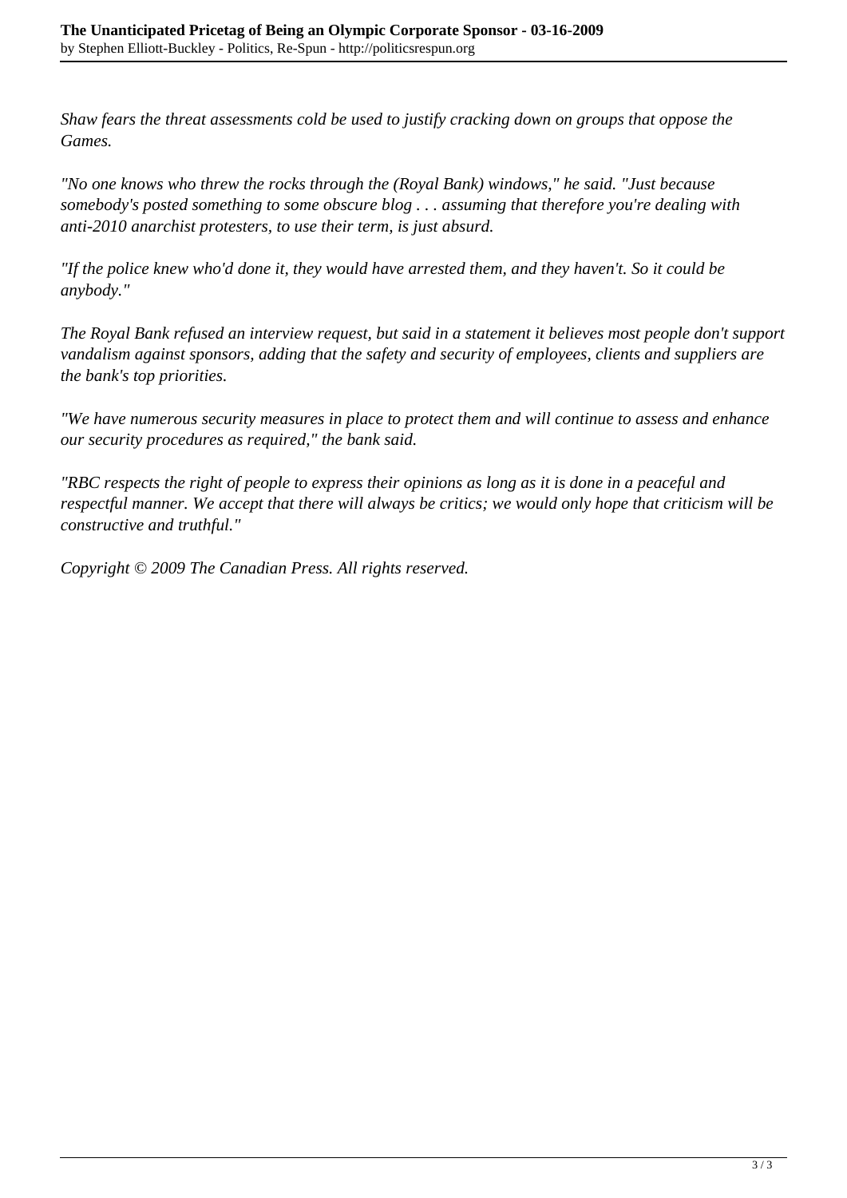*Shaw fears the threat assessments cold be used to justify cracking down on groups that oppose the Games.*

*"No one knows who threw the rocks through the (Royal Bank) windows," he said. "Just because somebody's posted something to some obscure blog . . . assuming that therefore you're dealing with anti-2010 anarchist protesters, to use their term, is just absurd.*

*"If the police knew who'd done it, they would have arrested them, and they haven't. So it could be anybody."*

*The Royal Bank refused an interview request, but said in a statement it believes most people don't support vandalism against sponsors, adding that the safety and security of employees, clients and suppliers are the bank's top priorities.*

*"We have numerous security measures in place to protect them and will continue to assess and enhance our security procedures as required," the bank said.*

*"RBC respects the right of people to express their opinions as long as it is done in a peaceful and respectful manner. We accept that there will always be critics; we would only hope that criticism will be constructive and truthful."*

*Copyright © 2009 The Canadian Press. All rights reserved.*